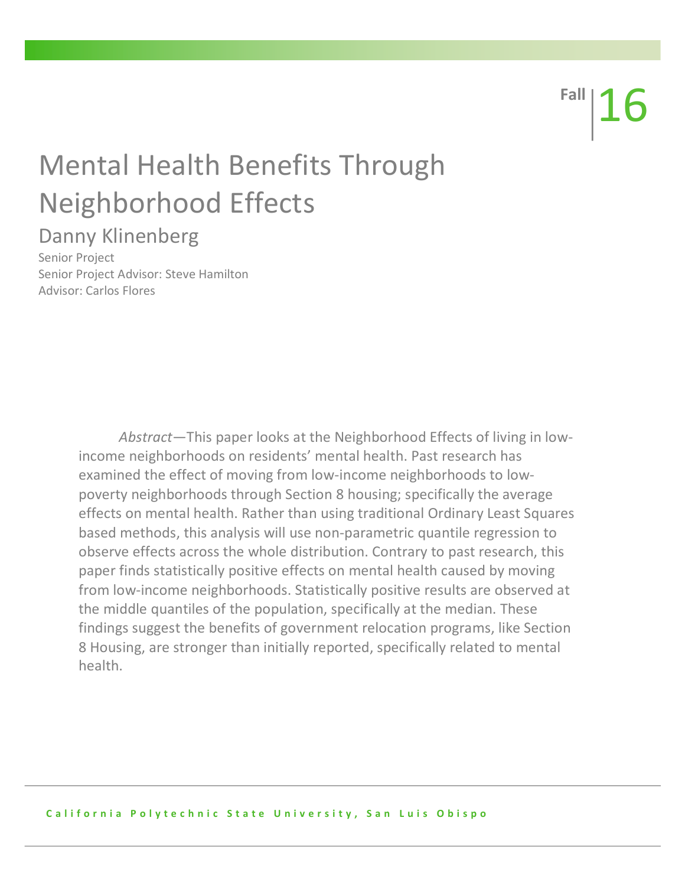Fall | 16

# Mental Health Benefits Through Neighborhood Effects

## Danny Klinenberg

Senior Project
Senior Project Advisor: Steve Hamilton
Advisor: Carlos Flores

*Abstract*—This paper looks at the Neighborhood Effects of living in low-income neighborhoods on residents' mental health. Past research has examined the effect of moving from low-income neighborhoods to low-poverty neighborhoods through Section 8 housing; specifically the average effects on mental health. Rather than using traditional Ordinary Least Squares based methods, this analysis will use non-parametric quantile regression to observe effects across the whole distribution. Contrary to past research, this paper finds statistically positive effects on mental health caused by moving from low-income neighborhoods. Statistically positive results are observed at the middle quantiles of the population, specifically at the median. These findings suggest the benefits of government relocation programs, like Section 8 Housing, are stronger than initially reported, specifically related to mental health.

California Polytechnic State University, San Luis Obispo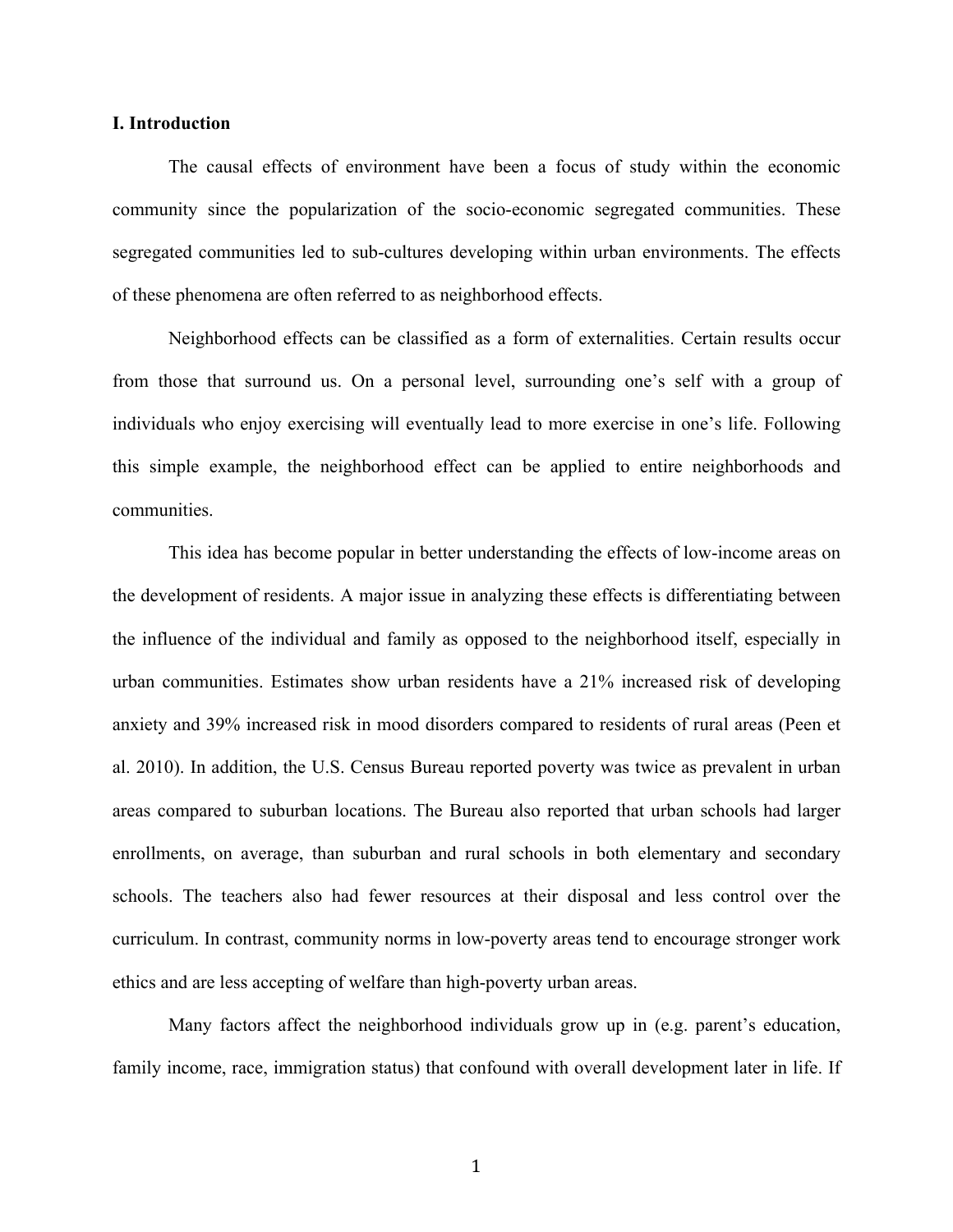### I. Introduction

The causal effects of environment have been a focus of study within the economic community since the popularization of the socio-economic segregated communities. These segregated communities led to sub-cultures developing within urban environments. The effects of these phenomena are often referred to as neighborhood effects.

Neighborhood effects can be classified as a form of externalities. Certain results occur from those that surround us. On a personal level, surrounding one's self with a group of individuals who enjoy exercising will eventually lead to more exercise in one's life. Following this simple example, the neighborhood effect can be applied to entire neighborhoods and communities.

This idea has become popular in better understanding the effects of low-income areas on the development of residents. A major issue in analyzing these effects is differentiating between the influence of the individual and family as opposed to the neighborhood itself, especially in urban communities. Estimates show urban residents have a 21% increased risk of developing anxiety and 39% increased risk in mood disorders compared to residents of rural areas (Peen et al. 2010). In addition, the U.S. Census Bureau reported poverty was twice as prevalent in urban areas compared to suburban locations. The Bureau also reported that urban schools had larger enrollments, on average, than suburban and rural schools in both elementary and secondary schools. The teachers also had fewer resources at their disposal and less control over the curriculum. In contrast, community norms in low-poverty areas tend to encourage stronger work ethics and are less accepting of welfare than high-poverty urban areas.

Many factors affect the neighborhood individuals grow up in (e.g. parent's education, family income, race, immigration status) that confound with overall development later in life. If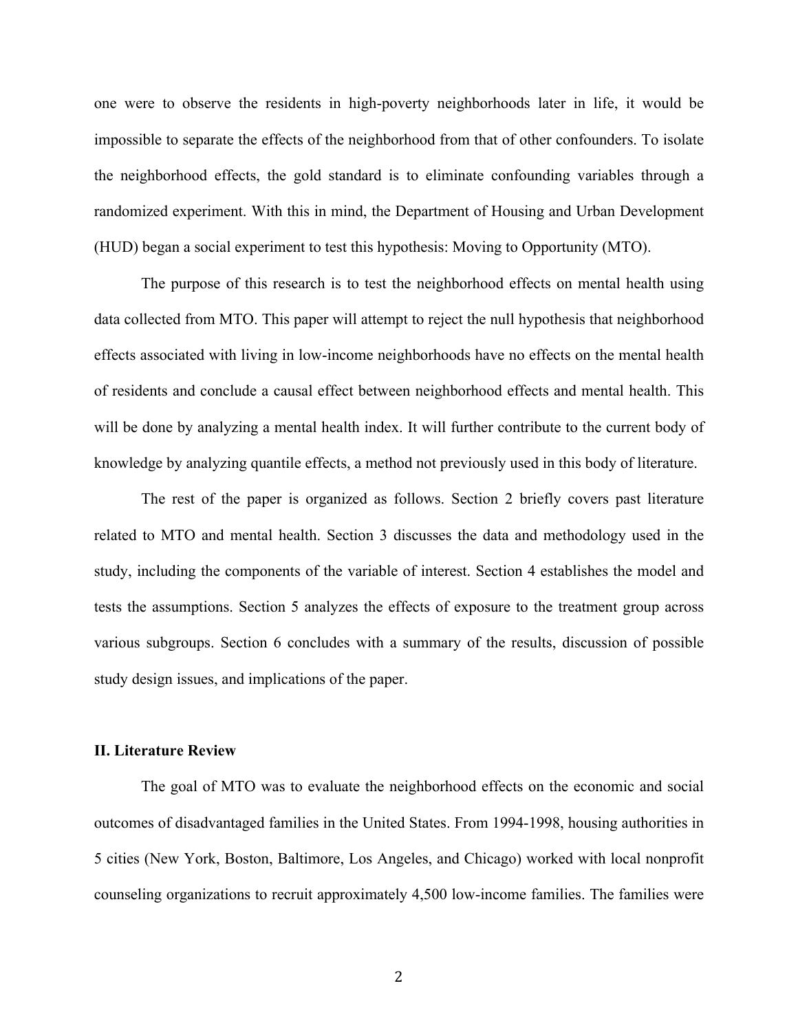one were to observe the residents in high-poverty neighborhoods later in life, it would be impossible to separate the effects of the neighborhood from that of other confounders. To isolate the neighborhood effects, the gold standard is to eliminate confounding variables through a randomized experiment. With this in mind, the Department of Housing and Urban Development (HUD) began a social experiment to test this hypothesis: Moving to Opportunity (MTO).

The purpose of this research is to test the neighborhood effects on mental health using data collected from MTO. This paper will attempt to reject the null hypothesis that neighborhood effects associated with living in low-income neighborhoods have no effects on the mental health of residents and conclude a causal effect between neighborhood effects and mental health. This will be done by analyzing a mental health index. It will further contribute to the current body of knowledge by analyzing quantile effects, a method not previously used in this body of literature.

The rest of the paper is organized as follows. Section 2 briefly covers past literature related to MTO and mental health. Section 3 discusses the data and methodology used in the study, including the components of the variable of interest. Section 4 establishes the model and tests the assumptions. Section 5 analyzes the effects of exposure to the treatment group across various subgroups. Section 6 concludes with a summary of the results, discussion of possible study design issues, and implications of the paper.

## II. Literature Review

The goal of MTO was to evaluate the neighborhood effects on the economic and social outcomes of disadvantaged families in the United States. From 1994-1998, housing authorities in 5 cities (New York, Boston, Baltimore, Los Angeles, and Chicago) worked with local nonprofit counseling organizations to recruit approximately 4,500 low-income families. The families were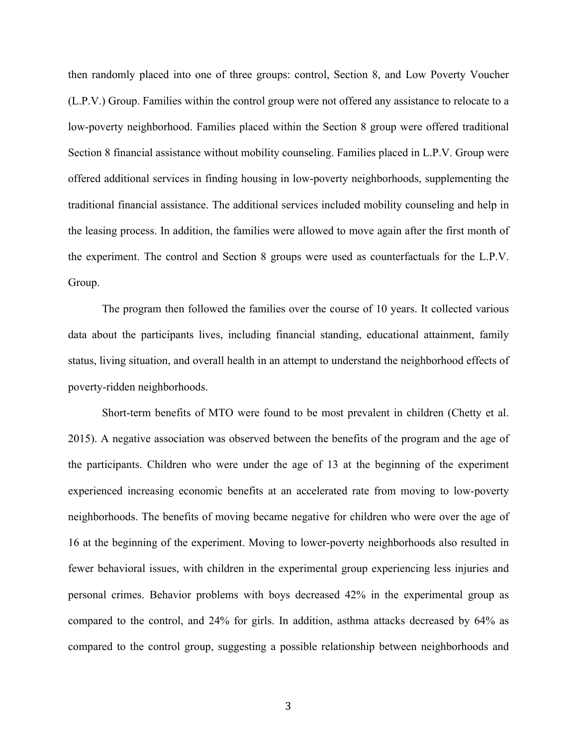then randomly placed into one of three groups: control, Section 8, and Low Poverty Voucher (L.P.V.) Group. Families within the control group were not offered any assistance to relocate to a low-poverty neighborhood. Families placed within the Section 8 group were offered traditional Section 8 financial assistance without mobility counseling. Families placed in L.P.V. Group were offered additional services in finding housing in low-poverty neighborhoods, supplementing the traditional financial assistance. The additional services included mobility counseling and help in the leasing process. In addition, the families were allowed to move again after the first month of the experiment. The control and Section 8 groups were used as counterfactuals for the L.P.V. Group.

The program then followed the families over the course of 10 years. It collected various data about the participants lives, including financial standing, educational attainment, family status, living situation, and overall health in an attempt to understand the neighborhood effects of poverty-ridden neighborhoods.

Short-term benefits of MTO were found to be most prevalent in children (Chetty et al. 2015). A negative association was observed between the benefits of the program and the age of the participants. Children who were under the age of 13 at the beginning of the experiment experienced increasing economic benefits at an accelerated rate from moving to low-poverty neighborhoods. The benefits of moving became negative for children who were over the age of 16 at the beginning of the experiment. Moving to lower-poverty neighborhoods also resulted in fewer behavioral issues, with children in the experimental group experiencing less injuries and personal crimes. Behavior problems with boys decreased 42% in the experimental group as compared to the control, and 24% for girls. In addition, asthma attacks decreased by 64% as compared to the control group, suggesting a possible relationship between neighborhoods and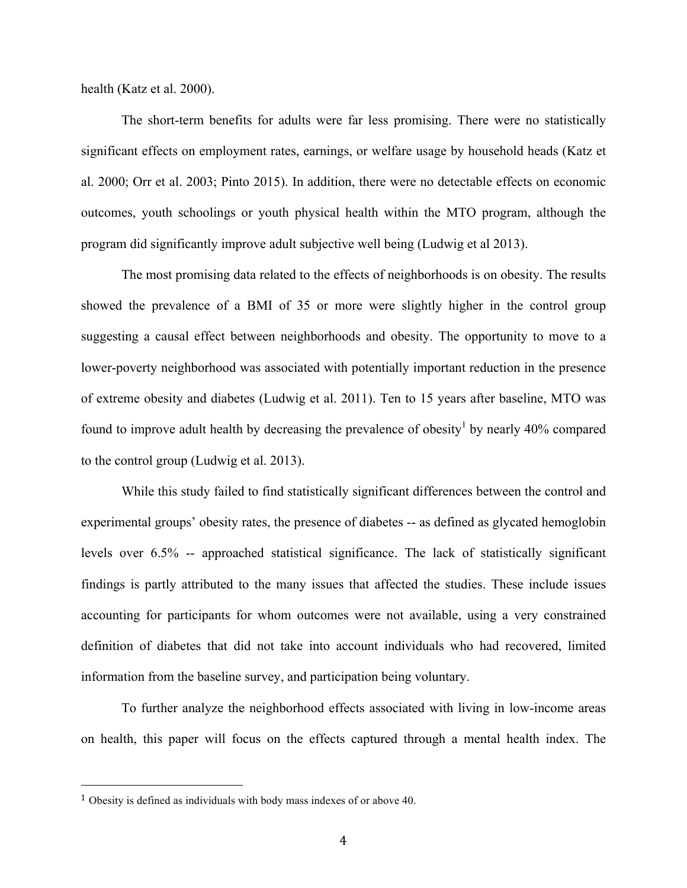health (Katz et al. 2000).

The short-term benefits for adults were far less promising. There were no statistically significant effects on employment rates, earnings, or welfare usage by household heads (Katz et al. 2000; Orr et al. 2003; Pinto 2015). In addition, there were no detectable effects on economic outcomes, youth schoolings or youth physical health within the MTO program, although the program did significantly improve adult subjective well being (Ludwig et al 2013).

The most promising data related to the effects of neighborhoods is on obesity. The results showed the prevalence of a BMI of 35 or more were slightly higher in the control group suggesting a causal effect between neighborhoods and obesity. The opportunity to move to a lower-poverty neighborhood was associated with potentially important reduction in the presence of extreme obesity and diabetes (Ludwig et al. 2011). Ten to 15 years after baseline, MTO was found to improve adult health by decreasing the prevalence of obesity[1] by nearly 40% compared to the control group (Ludwig et al. 2013).

While this study failed to find statistically significant differences between the control and experimental groups' obesity rates, the presence of diabetes -- as defined as glycated hemoglobin levels over 6.5% -- approached statistical significance. The lack of statistically significant findings is partly attributed to the many issues that affected the studies. These include issues accounting for participants for whom outcomes were not available, using a very constrained definition of diabetes that did not take into account individuals who had recovered, limited information from the baseline survey, and participation being voluntary.

To further analyze the neighborhood effects associated with living in low-income areas on health, this paper will focus on the effects captured through a mental health index. The

[1] Obesity is defined as individuals with body mass indexes of or above 40.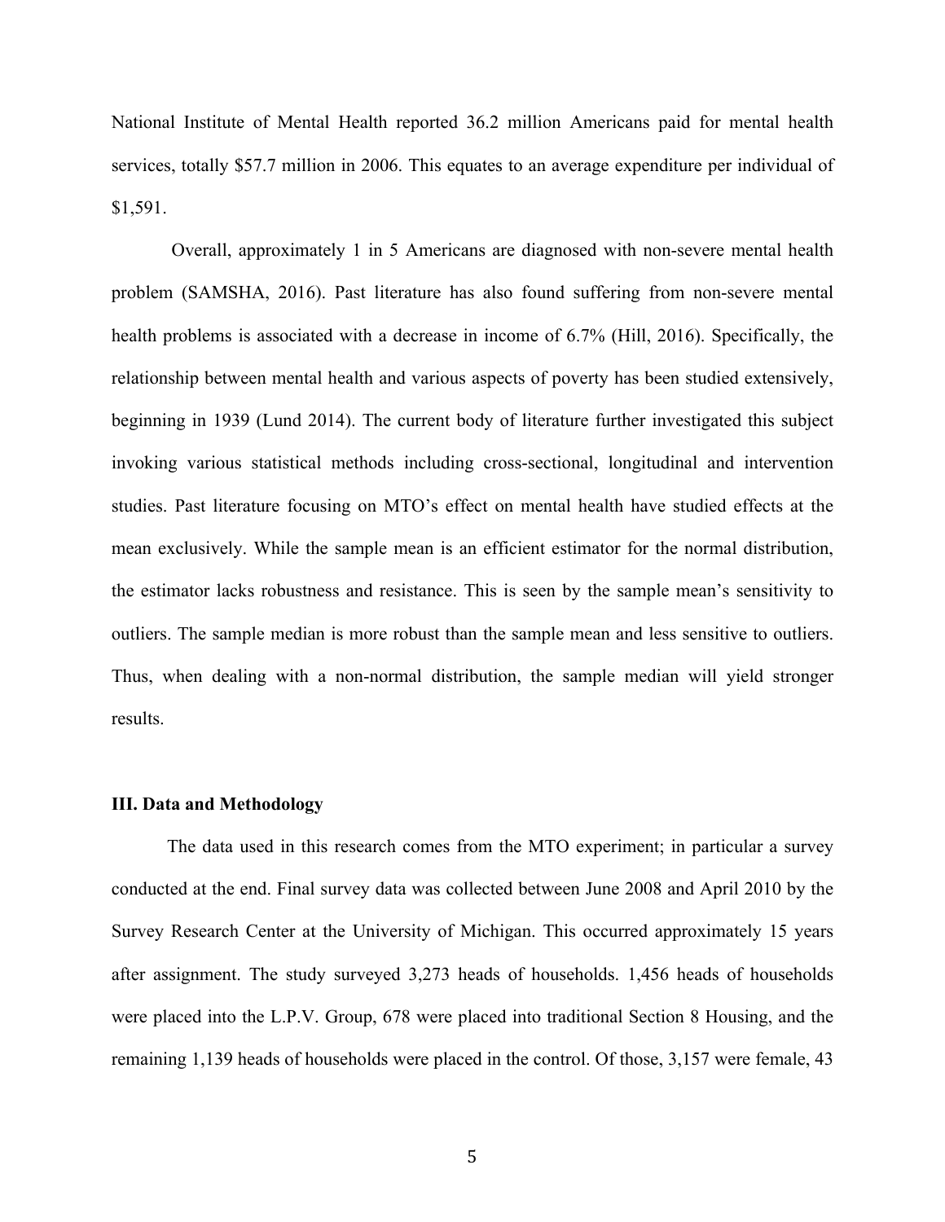National Institute of Mental Health reported 36.2 million Americans paid for mental health services, totally $57.7 million in 2006. This equates to an average expenditure per individual of $1,591.

Overall, approximately 1 in 5 Americans are diagnosed with non-severe mental health problem (SAMSHA, 2016). Past literature has also found suffering from non-severe mental health problems is associated with a decrease in income of 6.7% (Hill, 2016). Specifically, the relationship between mental health and various aspects of poverty has been studied extensively, beginning in 1939 (Lund 2014). The current body of literature further investigated this subject invoking various statistical methods including cross-sectional, longitudinal and intervention studies. Past literature focusing on MTO's effect on mental health have studied effects at the mean exclusively. While the sample mean is an efficient estimator for the normal distribution, the estimator lacks robustness and resistance. This is seen by the sample mean's sensitivity to outliers. The sample median is more robust than the sample mean and less sensitive to outliers. Thus, when dealing with a non-normal distribution, the sample median will yield stronger results.

## III. Data and Methodology

The data used in this research comes from the MTO experiment; in particular a survey conducted at the end. Final survey data was collected between June 2008 and April 2010 by the Survey Research Center at the University of Michigan. This occurred approximately 15 years after assignment. The study surveyed 3,273 heads of households. 1,456 heads of households were placed into the L.P.V. Group, 678 were placed into traditional Section 8 Housing, and the remaining 1,139 heads of households were placed in the control. Of those, 3,157 were female, 43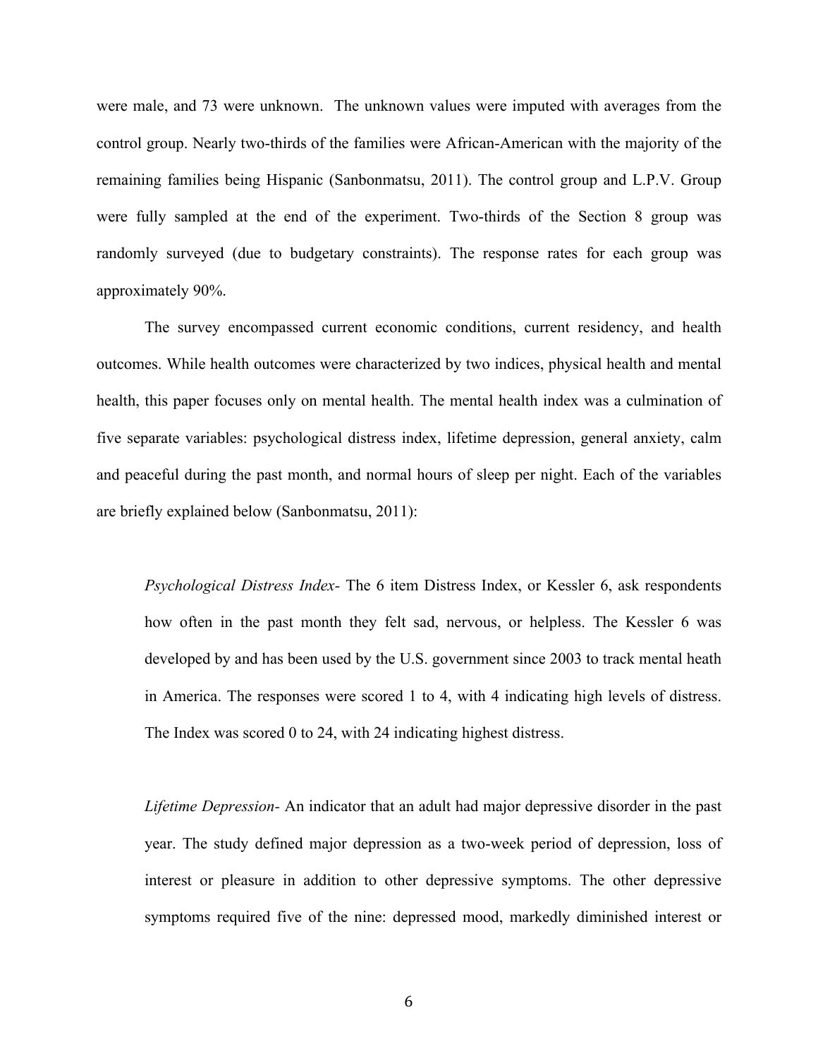were male, and 73 were unknown. The unknown values were imputed with averages from the control group. Nearly two-thirds of the families were African-American with the majority of the remaining families being Hispanic (Sanbonmatsu, 2011). The control group and L.P.V. Group were fully sampled at the end of the experiment. Two-thirds of the Section 8 group was randomly surveyed (due to budgetary constraints). The response rates for each group was approximately 90%.

The survey encompassed current economic conditions, current residency, and health outcomes. While health outcomes were characterized by two indices, physical health and mental health, this paper focuses only on mental health. The mental health index was a culmination of five separate variables: psychological distress index, lifetime depression, general anxiety, calm and peaceful during the past month, and normal hours of sleep per night. Each of the variables are briefly explained below (Sanbonmatsu, 2011):

> *Psychological Distress Index-* The 6 item Distress Index, or Kessler 6, ask respondents how often in the past month they felt sad, nervous, or helpless. The Kessler 6 was developed by and has been used by the U.S. government since 2003 to track mental heath in America. The responses were scored 1 to 4, with 4 indicating high levels of distress. The Index was scored 0 to 24, with 24 indicating highest distress.

> *Lifetime Depression-* An indicator that an adult had major depressive disorder in the past year. The study defined major depression as a two-week period of depression, loss of interest or pleasure in addition to other depressive symptoms. The other depressive symptoms required five of the nine: depressed mood, markedly diminished interest or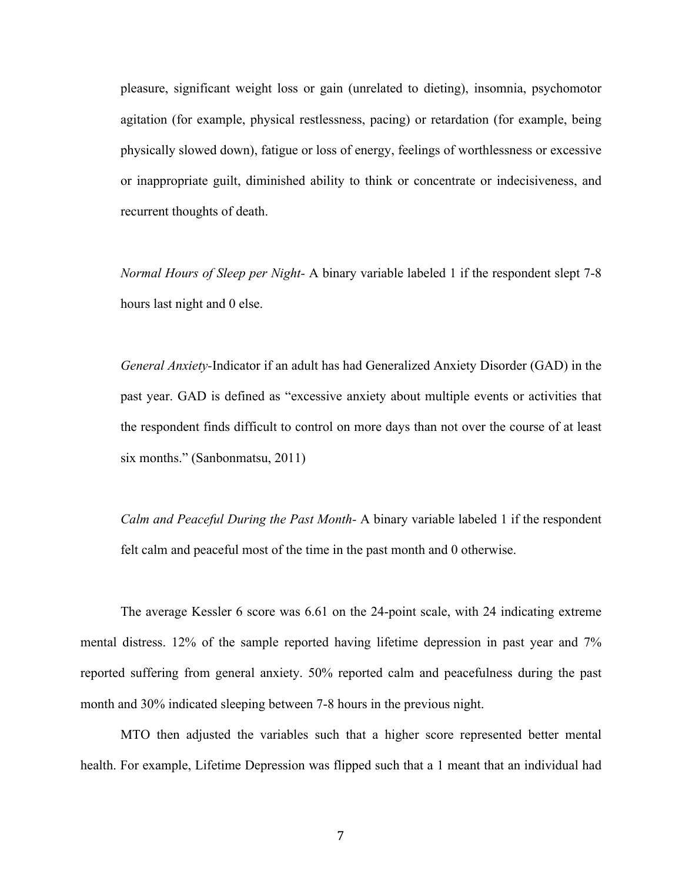pleasure, significant weight loss or gain (unrelated to dieting), insomnia, psychomotor agitation (for example, physical restlessness, pacing) or retardation (for example, being physically slowed down), fatigue or loss of energy, feelings of worthlessness or excessive or inappropriate guilt, diminished ability to think or concentrate or indecisiveness, and recurrent thoughts of death.

*Normal Hours of Sleep per Night-* A binary variable labeled 1 if the respondent slept 7-8 hours last night and 0 else.

*General Anxiety-*Indicator if an adult has had Generalized Anxiety Disorder (GAD) in the past year. GAD is defined as "excessive anxiety about multiple events or activities that the respondent finds difficult to control on more days than not over the course of at least six months." (Sanbonmatsu, 2011)

*Calm and Peaceful During the Past Month-* A binary variable labeled 1 if the respondent felt calm and peaceful most of the time in the past month and 0 otherwise.

The average Kessler 6 score was 6.61 on the 24-point scale, with 24 indicating extreme mental distress. 12% of the sample reported having lifetime depression in past year and 7% reported suffering from general anxiety. 50% reported calm and peacefulness during the past month and 30% indicated sleeping between 7-8 hours in the previous night.

MTO then adjusted the variables such that a higher score represented better mental health. For example, Lifetime Depression was flipped such that a 1 meant that an individual had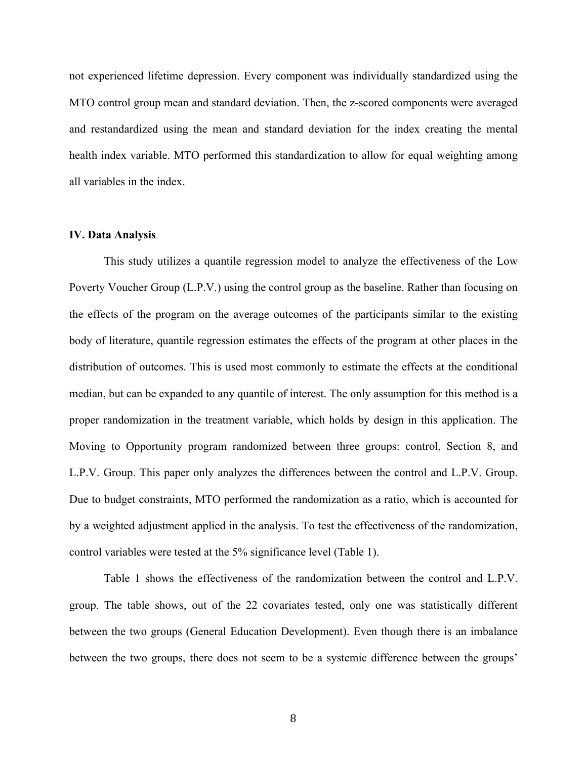not experienced lifetime depression. Every component was individually standardized using the MTO control group mean and standard deviation. Then, the z-scored components were averaged and restandardized using the mean and standard deviation for the index creating the mental health index variable. MTO performed this standardization to allow for equal weighting among all variables in the index.

## IV. Data Analysis

This study utilizes a quantile regression model to analyze the effectiveness of the Low Poverty Voucher Group (L.P.V.) using the control group as the baseline. Rather than focusing on the effects of the program on the average outcomes of the participants similar to the existing body of literature, quantile regression estimates the effects of the program at other places in the distribution of outcomes. This is used most commonly to estimate the effects at the conditional median, but can be expanded to any quantile of interest. The only assumption for this method is a proper randomization in the treatment variable, which holds by design in this application. The Moving to Opportunity program randomized between three groups: control, Section 8, and L.P.V. Group. This paper only analyzes the differences between the control and L.P.V. Group. Due to budget constraints, MTO performed the randomization as a ratio, which is accounted for by a weighted adjustment applied in the analysis. To test the effectiveness of the randomization, control variables were tested at the 5% significance level (Table 1).

Table 1 shows the effectiveness of the randomization between the control and L.P.V. group. The table shows, out of the 22 covariates tested, only one was statistically different between the two groups (General Education Development). Even though there is an imbalance between the two groups, there does not seem to be a systemic difference between the groups'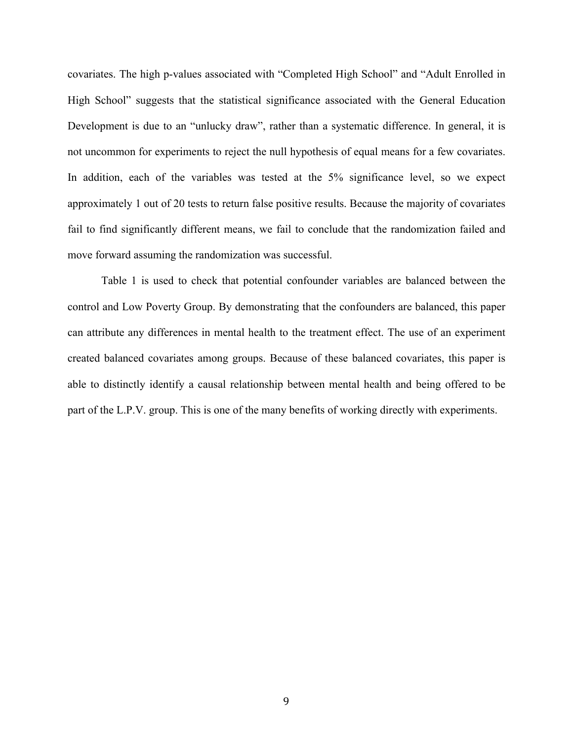covariates. The high p-values associated with “Completed High School” and “Adult Enrolled in High School” suggests that the statistical significance associated with the General Education Development is due to an “unlucky draw”, rather than a systematic difference. In general, it is not uncommon for experiments to reject the null hypothesis of equal means for a few covariates. In addition, each of the variables was tested at the 5% significance level, so we expect approximately 1 out of 20 tests to return false positive results. Because the majority of covariates fail to find significantly different means, we fail to conclude that the randomization failed and move forward assuming the randomization was successful.

Table 1 is used to check that potential confounder variables are balanced between the control and Low Poverty Group. By demonstrating that the confounders are balanced, this paper can attribute any differences in mental health to the treatment effect. The use of an experiment created balanced covariates among groups. Because of these balanced covariates, this paper is able to distinctly identify a causal relationship between mental health and being offered to be part of the L.P.V. group. This is one of the many benefits of working directly with experiments.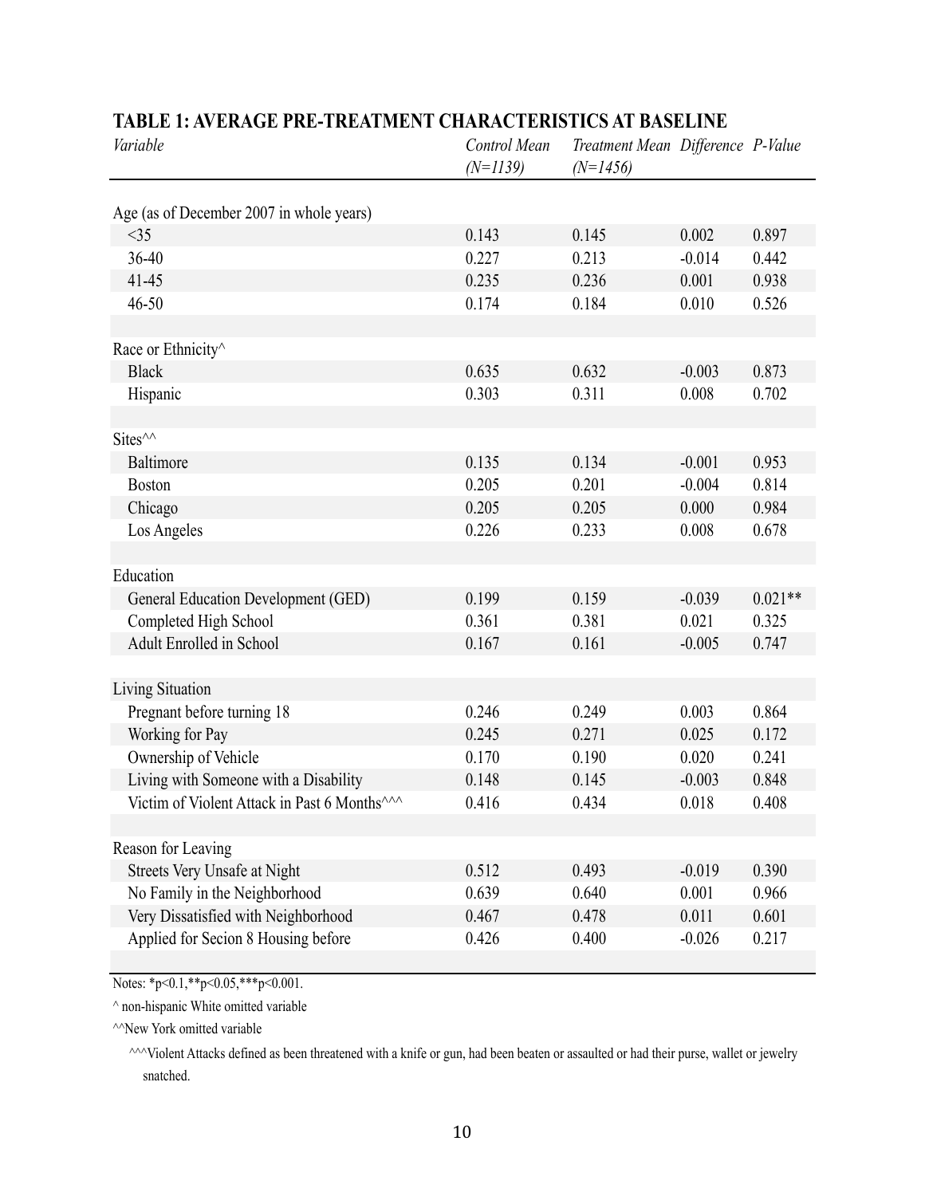**TABLE 1: AVERAGE PRE-TREATMENT CHARACTERISTICS AT BASELINE**

| *Variable* | *Control Mean (N=1139)* | *Treatment Mean (N=1456)* | *Difference* | *P-Value* |
|---|---|---|---|---|
| Age (as of December 2007 in whole years) | | | | |
| <35 | 0.143 | 0.145 | 0.002 | 0.897 |
| 36-40 | 0.227 | 0.213 | -0.014 | 0.442 |
| 41-45 | 0.235 | 0.236 | 0.001 | 0.938 |
| 46-50 | 0.174 | 0.184 | 0.010 | 0.526 |
| | | | | |
| Race or Ethnicity^ | | | | |
| Black | 0.635 | 0.632 | -0.003 | 0.873 |
| Hispanic | 0.303 | 0.311 | 0.008 | 0.702 |
| | | | | |
| Sites^^ | | | | |
| Baltimore | 0.135 | 0.134 | -0.001 | 0.953 |
| Boston | 0.205 | 0.201 | -0.004 | 0.814 |
| Chicago | 0.205 | 0.205 | 0.000 | 0.984 |
| Los Angeles | 0.226 | 0.233 | 0.008 | 0.678 |
| | | | | |
| Education | | | | |
| General Education Development (GED) | 0.199 | 0.159 | -0.039 | 0.021** |
| Completed High School | 0.361 | 0.381 | 0.021 | 0.325 |
| Adult Enrolled in School | 0.167 | 0.161 | -0.005 | 0.747 |
| | | | | |
| Living Situation | | | | |
| Pregnant before turning 18 | 0.246 | 0.249 | 0.003 | 0.864 |
| Working for Pay | 0.245 | 0.271 | 0.025 | 0.172 |
| Ownership of Vehicle | 0.170 | 0.190 | 0.020 | 0.241 |
| Living with Someone with a Disability | 0.148 | 0.145 | -0.003 | 0.848 |
| Victim of Violent Attack in Past 6 Months^^^ | 0.416 | 0.434 | 0.018 | 0.408 |
| | | | | |
| Reason for Leaving | | | | |
| Streets Very Unsafe at Night | 0.512 | 0.493 | -0.019 | 0.390 |
| No Family in the Neighborhood | 0.639 | 0.640 | 0.001 | 0.966 |
| Very Dissatisfied with Neighborhood | 0.467 | 0.478 | 0.011 | 0.601 |
| Applied for Secion 8 Housing before | 0.426 | 0.400 | -0.026 | 0.217 |

Notes: *p<0.1,**p<0.05,***p<0.001.

^ non-hispanic White omitted variable

^^New York omitted variable

^^^Violent Attacks defined as been threatened with a knife or gun, had been beaten or assaulted or had their purse, wallet or jewelry snatched.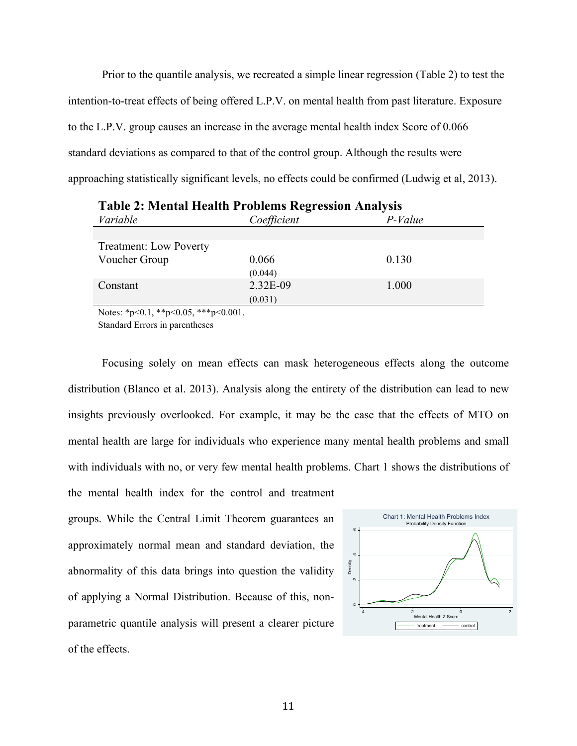Prior to the quantile analysis, we recreated a simple linear regression (Table 2) to test the intention-to-treat effects of being offered L.P.V. on mental health from past literature. Exposure to the L.P.V. group causes an increase in the average mental health index Score of 0.066 standard deviations as compared to that of the control group. Although the results were approaching statistically significant levels, no effects could be confirmed (Ludwig et al, 2013).

**Table 2: Mental Health Problems Regression Analysis**

| *Variable* | *Coefficient* | *P-Value* |
|---|---|---|
| Treatment: Low Poverty Voucher Group | 0.066<br>(0.044) | 0.130 |
| Constant | 2.32E-09<br>(0.031) | 1.000 |

Notes: *p<0.1, **p<0.05, ***p<0.001.
Standard Errors in parentheses

Focusing solely on mean effects can mask heterogeneous effects along the outcome distribution (Blanco et al. 2013). Analysis along the entirety of the distribution can lead to new insights previously overlooked. For example, it may be the case that the effects of MTO on mental health are large for individuals who experience many mental health problems and small with individuals with no, or very few mental health problems. Chart 1 shows the distributions of the mental health index for the control and treatment groups. While the Central Limit Theorem guarantees an approximately normal mean and standard deviation, the abnormality of this data brings into question the validity of applying a Normal Distribution. Because of this, non-parametric quantile analysis will present a clearer picture of the effects.

Chart 1: Mental Health Problems Index
Probability Density Function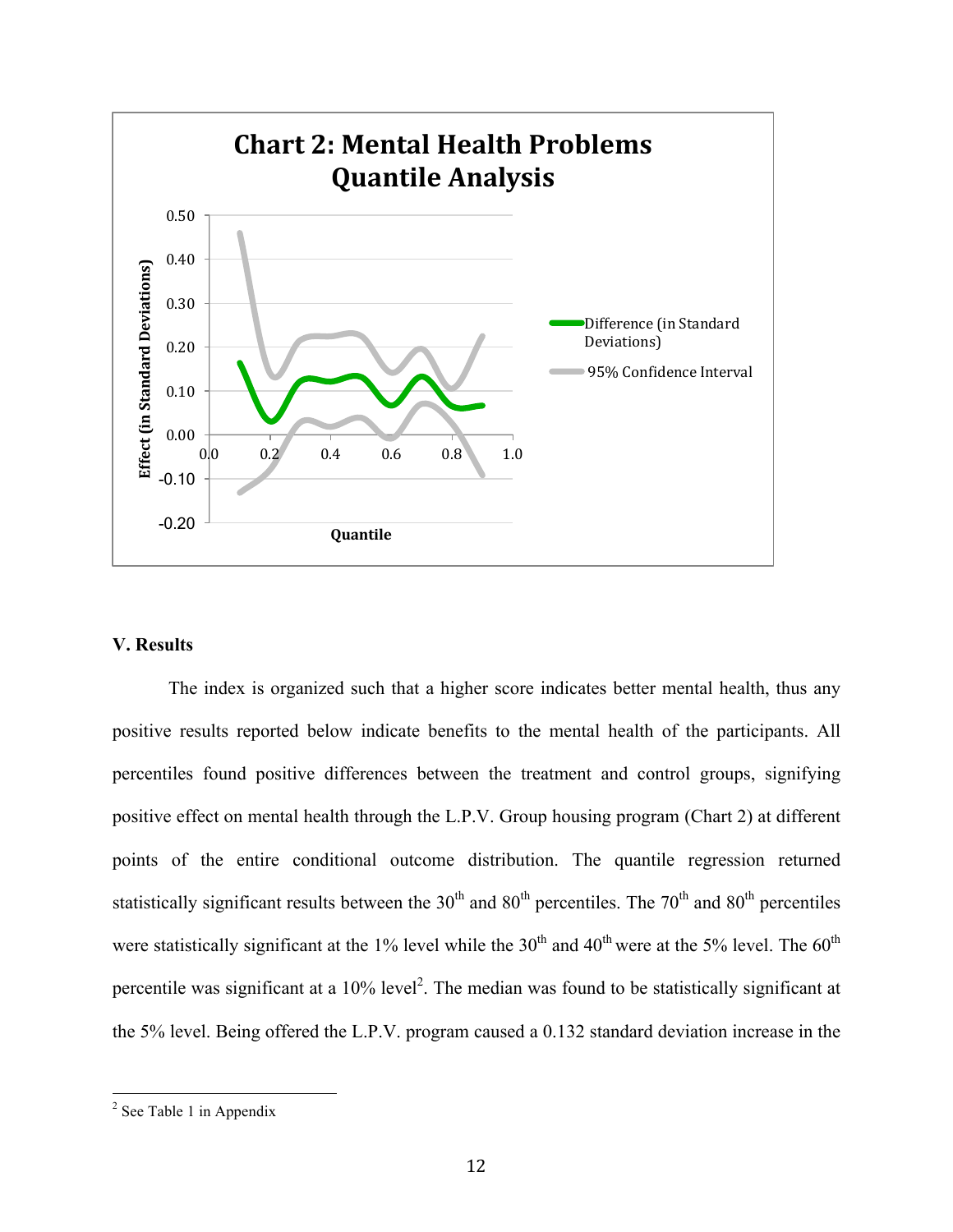Chart 2: Mental Health Problems Quantile Analysis

### V. Results

The index is organized such that a higher score indicates better mental health, thus any positive results reported below indicate benefits to the mental health of the participants. All percentiles found positive differences between the treatment and control groups, signifying positive effect on mental health through the L.P.V. Group housing program (Chart 2) at different points of the entire conditional outcome distribution. The quantile regression returned statistically significant results between the 30th and 80th percentiles. The 70th and 80th percentiles were statistically significant at the 1% level while the 30th and 40th were at the 5% level. The 60th percentile was significant at a 10% level[2]. The median was found to be statistically significant at the 5% level. Being offered the L.P.V. program caused a 0.132 standard deviation increase in the

---

[2] See Table 1 in Appendix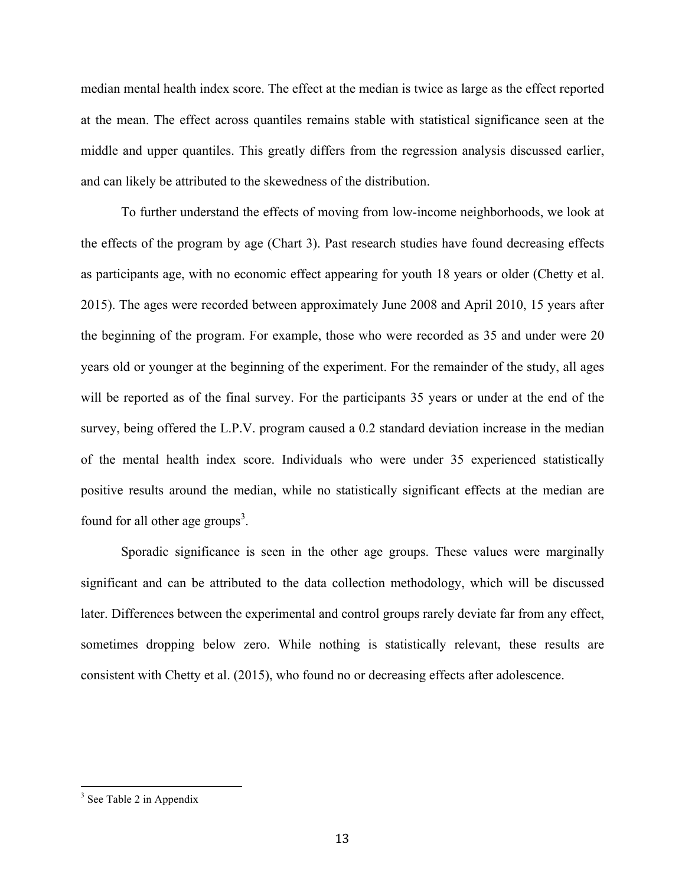median mental health index score. The effect at the median is twice as large as the effect reported at the mean. The effect across quantiles remains stable with statistical significance seen at the middle and upper quantiles. This greatly differs from the regression analysis discussed earlier, and can likely be attributed to the skewedness of the distribution.

To further understand the effects of moving from low-income neighborhoods, we look at the effects of the program by age (Chart 3). Past research studies have found decreasing effects as participants age, with no economic effect appearing for youth 18 years or older (Chetty et al. 2015). The ages were recorded between approximately June 2008 and April 2010, 15 years after the beginning of the program. For example, those who were recorded as 35 and under were 20 years old or younger at the beginning of the experiment. For the remainder of the study, all ages will be reported as of the final survey. For the participants 35 years or under at the end of the survey, being offered the L.P.V. program caused a 0.2 standard deviation increase in the median of the mental health index score. Individuals who were under 35 experienced statistically positive results around the median, while no statistically significant effects at the median are found for all other age groups[3].

Sporadic significance is seen in the other age groups. These values were marginally significant and can be attributed to the data collection methodology, which will be discussed later. Differences between the experimental and control groups rarely deviate far from any effect, sometimes dropping below zero. While nothing is statistically relevant, these results are consistent with Chetty et al. (2015), who found no or decreasing effects after adolescence.

---

[3] See Table 2 in Appendix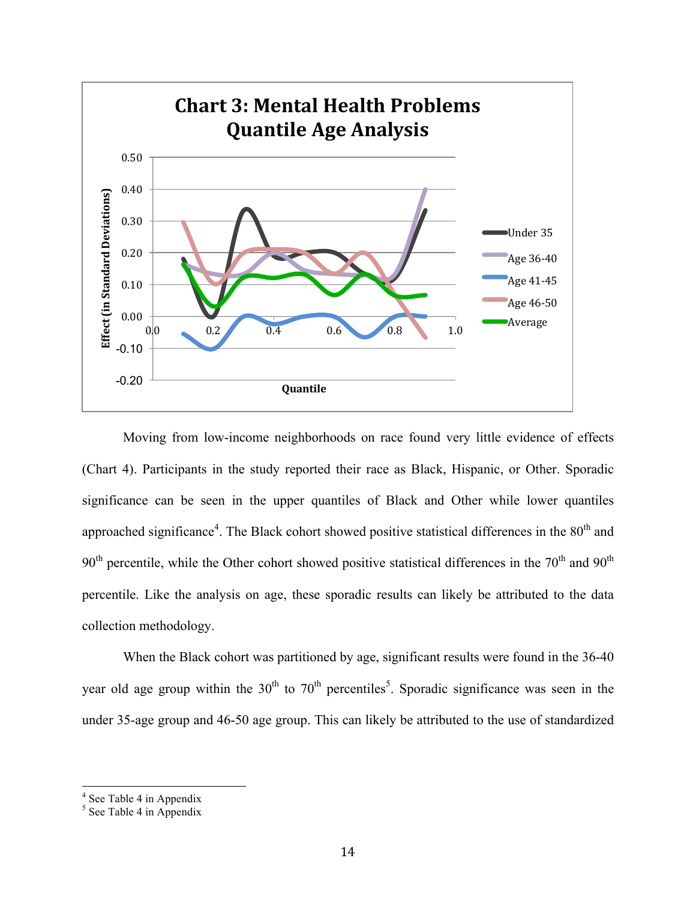**Chart 3: Mental Health Problems Quantile Age Analysis**

Moving from low-income neighborhoods on race found very little evidence of effects (Chart 4). Participants in the study reported their race as Black, Hispanic, or Other. Sporadic significance can be seen in the upper quantiles of Black and Other while lower quantiles approached significance[4]. The Black cohort showed positive statistical differences in the 80th and 90th percentile, while the Other cohort showed positive statistical differences in the 70th and 90th percentile. Like the analysis on age, these sporadic results can likely be attributed to the data collection methodology.

When the Black cohort was partitioned by age, significant results were found in the 36-40 year old age group within the 30th to 70th percentiles[5]. Sporadic significance was seen in the under 35-age group and 46-50 age group. This can likely be attributed to the use of standardized

---

[4] See Table 4 in Appendix

[5] See Table 4 in Appendix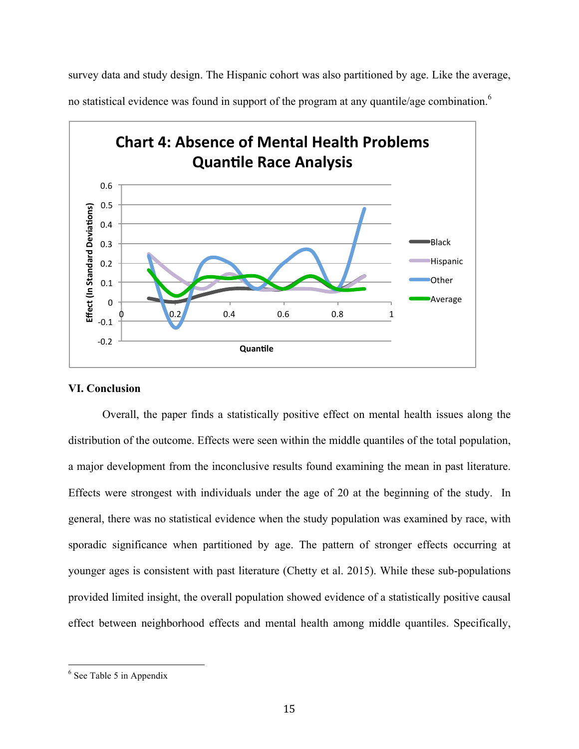survey data and study design. The Hispanic cohort was also partitioned by age. Like the average, no statistical evidence was found in support of the program at any quantile/age combination.[6]

## VI. Conclusion

Overall, the paper finds a statistically positive effect on mental health issues along the distribution of the outcome. Effects were seen within the middle quantiles of the total population, a major development from the inconclusive results found examining the mean in past literature. Effects were strongest with individuals under the age of 20 at the beginning of the study. In general, there was no statistical evidence when the study population was examined by race, with sporadic significance when partitioned by age. The pattern of stronger effects occurring at younger ages is consistent with past literature (Chetty et al. 2015). While these sub-populations provided limited insight, the overall population showed evidence of a statistically positive causal effect between neighborhood effects and mental health among middle quantiles. Specifically,

---

[6] See Table 5 in Appendix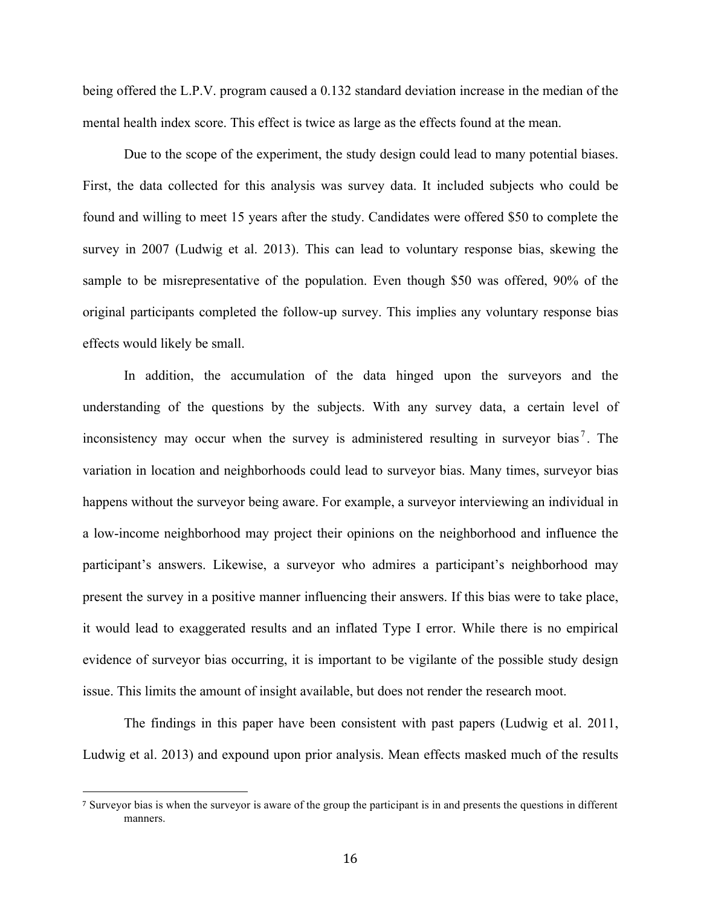being offered the L.P.V. program caused a 0.132 standard deviation increase in the median of the mental health index score. This effect is twice as large as the effects found at the mean.

Due to the scope of the experiment, the study design could lead to many potential biases. First, the data collected for this analysis was survey data. It included subjects who could be found and willing to meet 15 years after the study. Candidates were offered $50 to complete the survey in 2007 (Ludwig et al. 2013). This can lead to voluntary response bias, skewing the sample to be misrepresentative of the population. Even though $50 was offered, 90% of the original participants completed the follow-up survey. This implies any voluntary response bias effects would likely be small.

In addition, the accumulation of the data hinged upon the surveyors and the understanding of the questions by the subjects. With any survey data, a certain level of inconsistency may occur when the survey is administered resulting in surveyor bias[7]. The variation in location and neighborhoods could lead to surveyor bias. Many times, surveyor bias happens without the surveyor being aware. For example, a surveyor interviewing an individual in a low-income neighborhood may project their opinions on the neighborhood and influence the participant's answers. Likewise, a surveyor who admires a participant's neighborhood may present the survey in a positive manner influencing their answers. If this bias were to take place, it would lead to exaggerated results and an inflated Type I error. While there is no empirical evidence of surveyor bias occurring, it is important to be vigilante of the possible study design issue. This limits the amount of insight available, but does not render the research moot.

The findings in this paper have been consistent with past papers (Ludwig et al. 2011, Ludwig et al. 2013) and expound upon prior analysis. Mean effects masked much of the results

[7] Surveyor bias is when the surveyor is aware of the group the participant is in and presents the questions in different manners.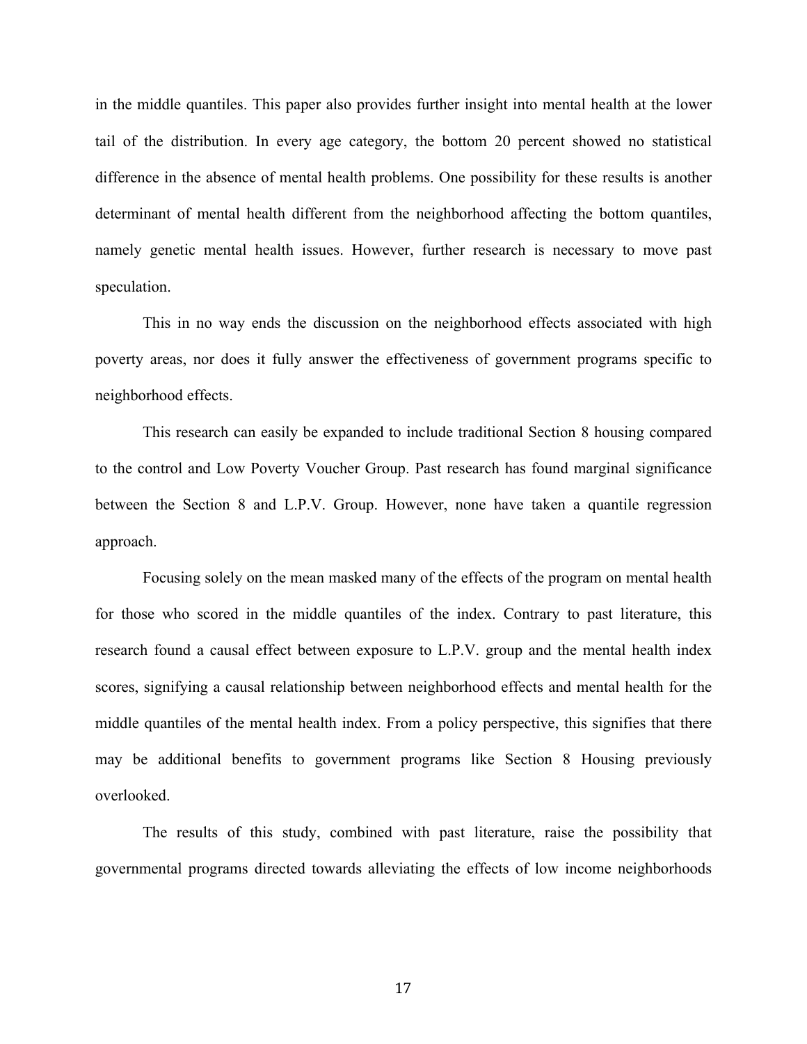in the middle quantiles. This paper also provides further insight into mental health at the lower tail of the distribution. In every age category, the bottom 20 percent showed no statistical difference in the absence of mental health problems. One possibility for these results is another determinant of mental health different from the neighborhood affecting the bottom quantiles, namely genetic mental health issues. However, further research is necessary to move past speculation.

This in no way ends the discussion on the neighborhood effects associated with high poverty areas, nor does it fully answer the effectiveness of government programs specific to neighborhood effects.

This research can easily be expanded to include traditional Section 8 housing compared to the control and Low Poverty Voucher Group. Past research has found marginal significance between the Section 8 and L.P.V. Group. However, none have taken a quantile regression approach.

Focusing solely on the mean masked many of the effects of the program on mental health for those who scored in the middle quantiles of the index. Contrary to past literature, this research found a causal effect between exposure to L.P.V. group and the mental health index scores, signifying a causal relationship between neighborhood effects and mental health for the middle quantiles of the mental health index. From a policy perspective, this signifies that there may be additional benefits to government programs like Section 8 Housing previously overlooked.

The results of this study, combined with past literature, raise the possibility that governmental programs directed towards alleviating the effects of low income neighborhoods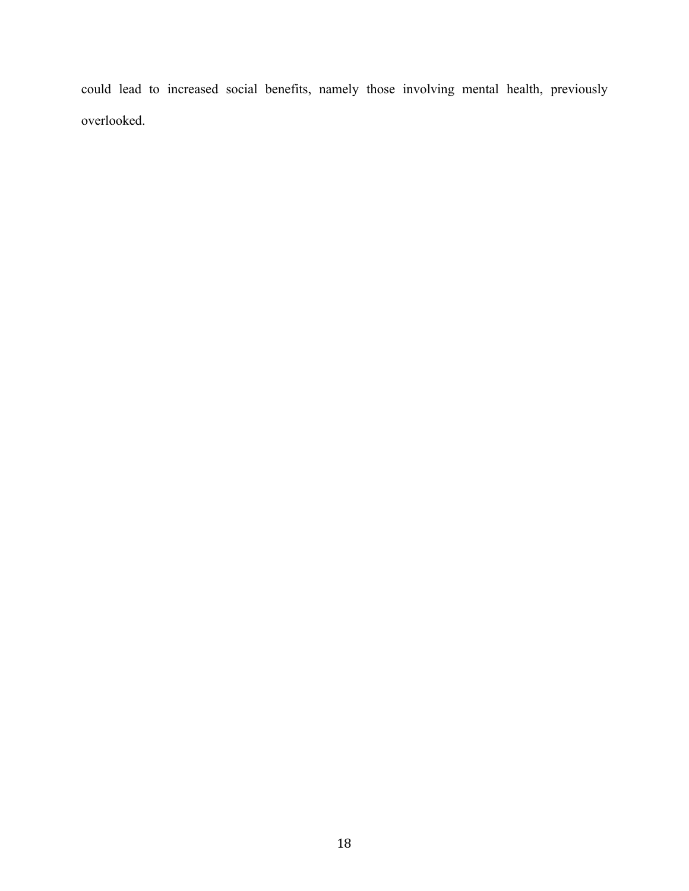could lead to increased social benefits, namely those involving mental health, previously overlooked.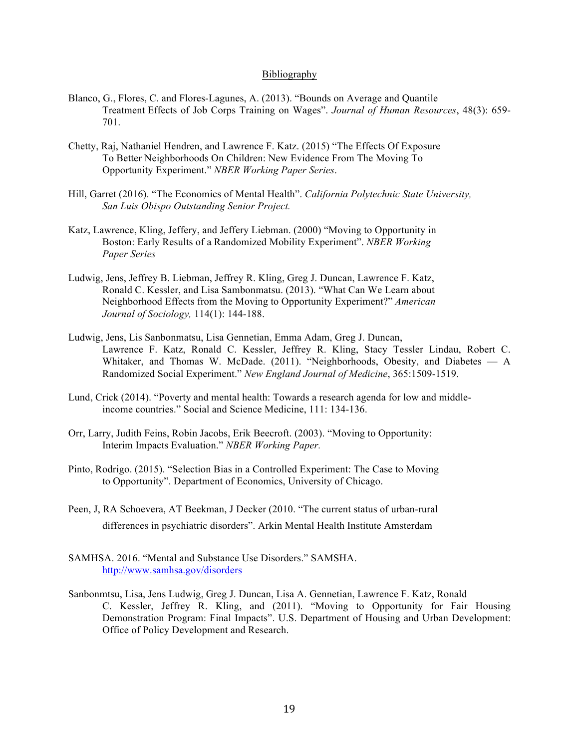Bibliography

Blanco, G., Flores, C. and Flores-Lagunes, A. (2013). "Bounds on Average and Quantile Treatment Effects of Job Corps Training on Wages". *Journal of Human Resources*, 48(3): 659-701.

Chetty, Raj, Nathaniel Hendren, and Lawrence F. Katz. (2015) "The Effects Of Exposure To Better Neighborhoods On Children: New Evidence From The Moving To Opportunity Experiment." *NBER Working Paper Series*.

Hill, Garret (2016). "The Economics of Mental Health". *California Polytechnic State University, San Luis Obispo Outstanding Senior Project.*

Katz, Lawrence, Kling, Jeffery, and Jeffery Liebman. (2000) "Moving to Opportunity in Boston: Early Results of a Randomized Mobility Experiment". *NBER Working Paper Series*

Ludwig, Jens, Jeffrey B. Liebman, Jeffrey R. Kling, Greg J. Duncan, Lawrence F. Katz, Ronald C. Kessler, and Lisa Sambonmatsu. (2013). "What Can We Learn about Neighborhood Effects from the Moving to Opportunity Experiment?" *American Journal of Sociology,* 114(1): 144-188.

Ludwig, Jens, Lis Sanbonmatsu, Lisa Gennetian, Emma Adam, Greg J. Duncan, Lawrence F. Katz, Ronald C. Kessler, Jeffrey R. Kling, Stacy Tessler Lindau, Robert C. Whitaker, and Thomas W. McDade. (2011). "Neighborhoods, Obesity, and Diabetes — A Randomized Social Experiment." *New England Journal of Medicine*, 365:1509-1519.

Lund, Crick (2014). "Poverty and mental health: Towards a research agenda for low and middle-income countries." Social and Science Medicine, 111: 134-136.

Orr, Larry, Judith Feins, Robin Jacobs, Erik Beecroft. (2003). "Moving to Opportunity: Interim Impacts Evaluation." *NBER Working Paper.*

Pinto, Rodrigo. (2015). "Selection Bias in a Controlled Experiment: The Case to Moving to Opportunity". Department of Economics, University of Chicago.

Peen, J, RA Schoevera, AT Beekman, J Decker (2010. "The current status of urban-rural differences in psychiatric disorders". Arkin Mental Health Institute Amsterdam

SAMHSA. 2016. "Mental and Substance Use Disorders." SAMSHA. http://www.samhsa.gov/disorders

Sanbonmtsu, Lisa, Jens Ludwig, Greg J. Duncan, Lisa A. Gennetian, Lawrence F. Katz, Ronald C. Kessler, Jeffrey R. Kling, and (2011). "Moving to Opportunity for Fair Housing Demonstration Program: Final Impacts". U.S. Department of Housing and Urban Development: Office of Policy Development and Research.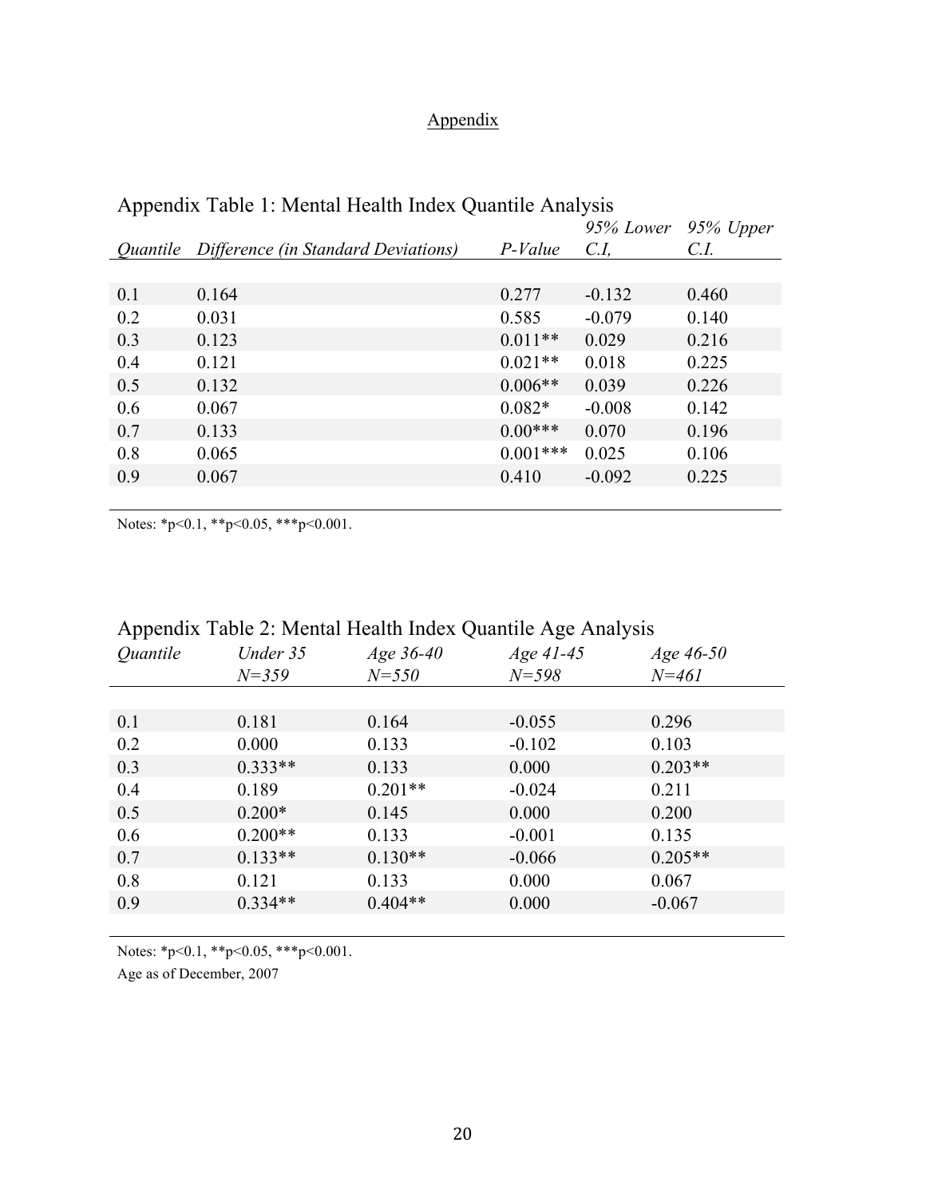## Appendix

Appendix Table 1: Mental Health Index Quantile Analysis

| *Quantile* | *Difference (in Standard Deviations)* | *P-Value* | *95% Lower C.I,* | *95% Upper C.I.* |
|---|---|---|---|---|
| 0.1 | 0.164 | 0.277 | -0.132 | 0.460 |
| 0.2 | 0.031 | 0.585 | -0.079 | 0.140 |
| 0.3 | 0.123 | 0.011** | 0.029 | 0.216 |
| 0.4 | 0.121 | 0.021** | 0.018 | 0.225 |
| 0.5 | 0.132 | 0.006** | 0.039 | 0.226 |
| 0.6 | 0.067 | 0.082* | -0.008 | 0.142 |
| 0.7 | 0.133 | 0.00*** | 0.070 | 0.196 |
| 0.8 | 0.065 | 0.001*** | 0.025 | 0.106 |
| 0.9 | 0.067 | 0.410 | -0.092 | 0.225 |

Notes: *p<0.1, **p<0.05, ***p<0.001.

Appendix Table 2: Mental Health Index Quantile Age Analysis

| *Quantile* | *Under 35 N=359* | *Age 36-40 N=550* | *Age 41-45 N=598* | *Age 46-50 N=461* |
|---|---|---|---|---|
| 0.1 | 0.181 | 0.164 | -0.055 | 0.296 |
| 0.2 | 0.000 | 0.133 | -0.102 | 0.103 |
| 0.3 | 0.333** | 0.133 | 0.000 | 0.203** |
| 0.4 | 0.189 | 0.201** | -0.024 | 0.211 |
| 0.5 | 0.200* | 0.145 | 0.000 | 0.200 |
| 0.6 | 0.200** | 0.133 | -0.001 | 0.135 |
| 0.7 | 0.133** | 0.130** | -0.066 | 0.205** |
| 0.8 | 0.121 | 0.133 | 0.000 | 0.067 |
| 0.9 | 0.334** | 0.404** | 0.000 | -0.067 |

Notes: *p<0.1, **p<0.05, ***p<0.001.

Age as of December, 2007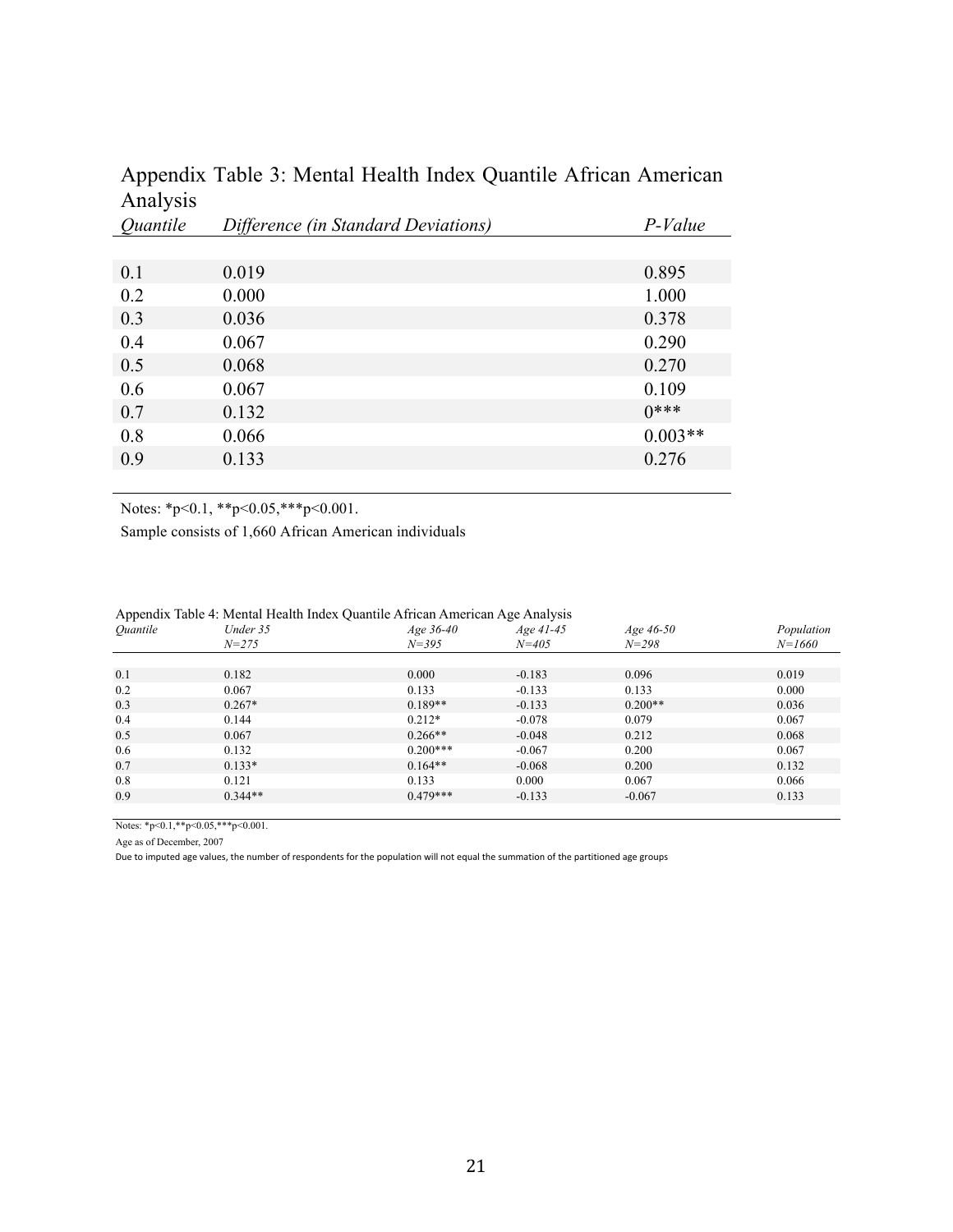Appendix Table 3: Mental Health Index Quantile African American Analysis

| *Quantile* | *Difference (in Standard Deviations)* | *P-Value* |
|---|---|---|
| 0.1 | 0.019 | 0.895 |
| 0.2 | 0.000 | 1.000 |
| 0.3 | 0.036 | 0.378 |
| 0.4 | 0.067 | 0.290 |
| 0.5 | 0.068 | 0.270 |
| 0.6 | 0.067 | 0.109 |
| 0.7 | 0.132 | 0*** |
| 0.8 | 0.066 | 0.003** |
| 0.9 | 0.133 | 0.276 |

Notes: *p<0.1, **p<0.05,***p<0.001.

Sample consists of 1,660 African American individuals

Appendix Table 4: Mental Health Index Quantile African American Age Analysis

| *Quantile* | *Under 35 N=275* | *Age 36-40 N=395* | *Age 41-45 N=405* | *Age 46-50 N=298* | *Population N=1660* |
|---|---|---|---|---|---|
| 0.1 | 0.182 | 0.000 | -0.183 | 0.096 | 0.019 |
| 0.2 | 0.067 | 0.133 | -0.133 | 0.133 | 0.000 |
| 0.3 | 0.267* | 0.189** | -0.133 | 0.200** | 0.036 |
| 0.4 | 0.144 | 0.212* | -0.078 | 0.079 | 0.067 |
| 0.5 | 0.067 | 0.266** | -0.048 | 0.212 | 0.068 |
| 0.6 | 0.132 | 0.200*** | -0.067 | 0.200 | 0.067 |
| 0.7 | 0.133* | 0.164** | -0.068 | 0.200 | 0.132 |
| 0.8 | 0.121 | 0.133 | 0.000 | 0.067 | 0.066 |
| 0.9 | 0.344** | 0.479*** | -0.133 | -0.067 | 0.133 |

Notes: *p<0.1,**p<0.05,***p<0.001.

Age as of December, 2007

Due to imputed age values, the number of respondents for the population will not equal the summation of the partitioned age groups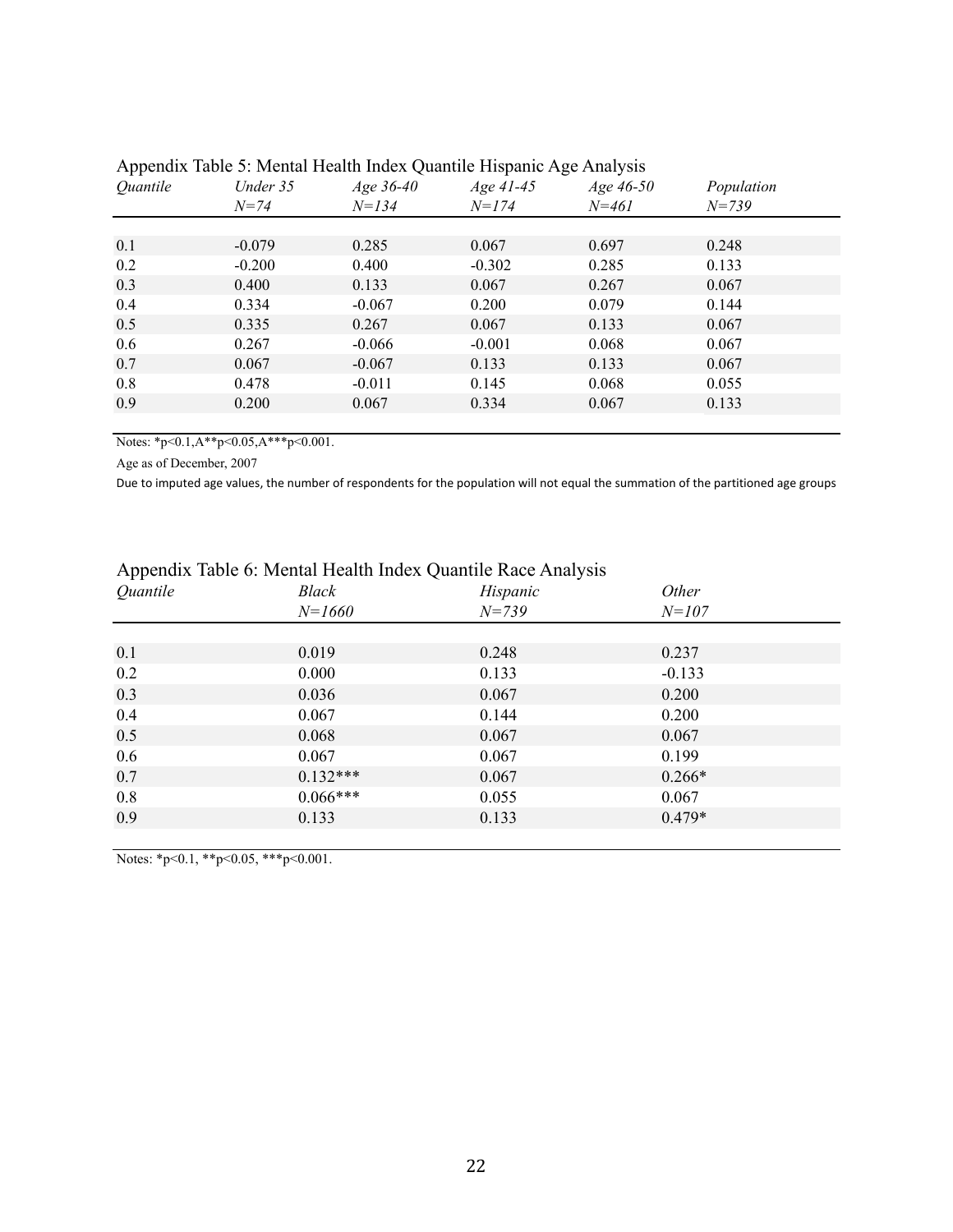Appendix Table 5: Mental Health Index Quantile Hispanic Age Analysis

| *Quantile* | *Under 35* <br> *N=74* | *Age 36-40* <br> *N=134* | *Age 41-45* <br> *N=174* | *Age 46-50* <br> *N=461* | *Population* <br> *N=739* |
|---|---|---|---|---|---|
| 0.1 | -0.079 | 0.285 | 0.067 | 0.697 | 0.248 |
| 0.2 | -0.200 | 0.400 | -0.302 | 0.285 | 0.133 |
| 0.3 | 0.400 | 0.133 | 0.067 | 0.267 | 0.067 |
| 0.4 | 0.334 | -0.067 | 0.200 | 0.079 | 0.144 |
| 0.5 | 0.335 | 0.267 | 0.067 | 0.133 | 0.067 |
| 0.6 | 0.267 | -0.066 | -0.001 | 0.068 | 0.067 |
| 0.7 | 0.067 | -0.067 | 0.133 | 0.133 | 0.067 |
| 0.8 | 0.478 | -0.011 | 0.145 | 0.068 | 0.055 |
| 0.9 | 0.200 | 0.067 | 0.334 | 0.067 | 0.133 |

Notes: *p<0.1,A**p<0.05,A***p<0.001.

Age as of December, 2007

Due to imputed age values, the number of respondents for the population will not equal the summation of the partitioned age groups

Appendix Table 6: Mental Health Index Quantile Race Analysis

| *Quantile* | *Black* <br> *N=1660* | *Hispanic* <br> *N=739* | *Other* <br> *N=107* |
|---|---|---|---|
| 0.1 | 0.019 | 0.248 | 0.237 |
| 0.2 | 0.000 | 0.133 | -0.133 |
| 0.3 | 0.036 | 0.067 | 0.200 |
| 0.4 | 0.067 | 0.144 | 0.200 |
| 0.5 | 0.068 | 0.067 | 0.067 |
| 0.6 | 0.067 | 0.067 | 0.199 |
| 0.7 | 0.132*** | 0.067 | 0.266* |
| 0.8 | 0.066*** | 0.055 | 0.067 |
| 0.9 | 0.133 | 0.133 | 0.479* |

Notes: *p<0.1, **p<0.05, ***p<0.001.